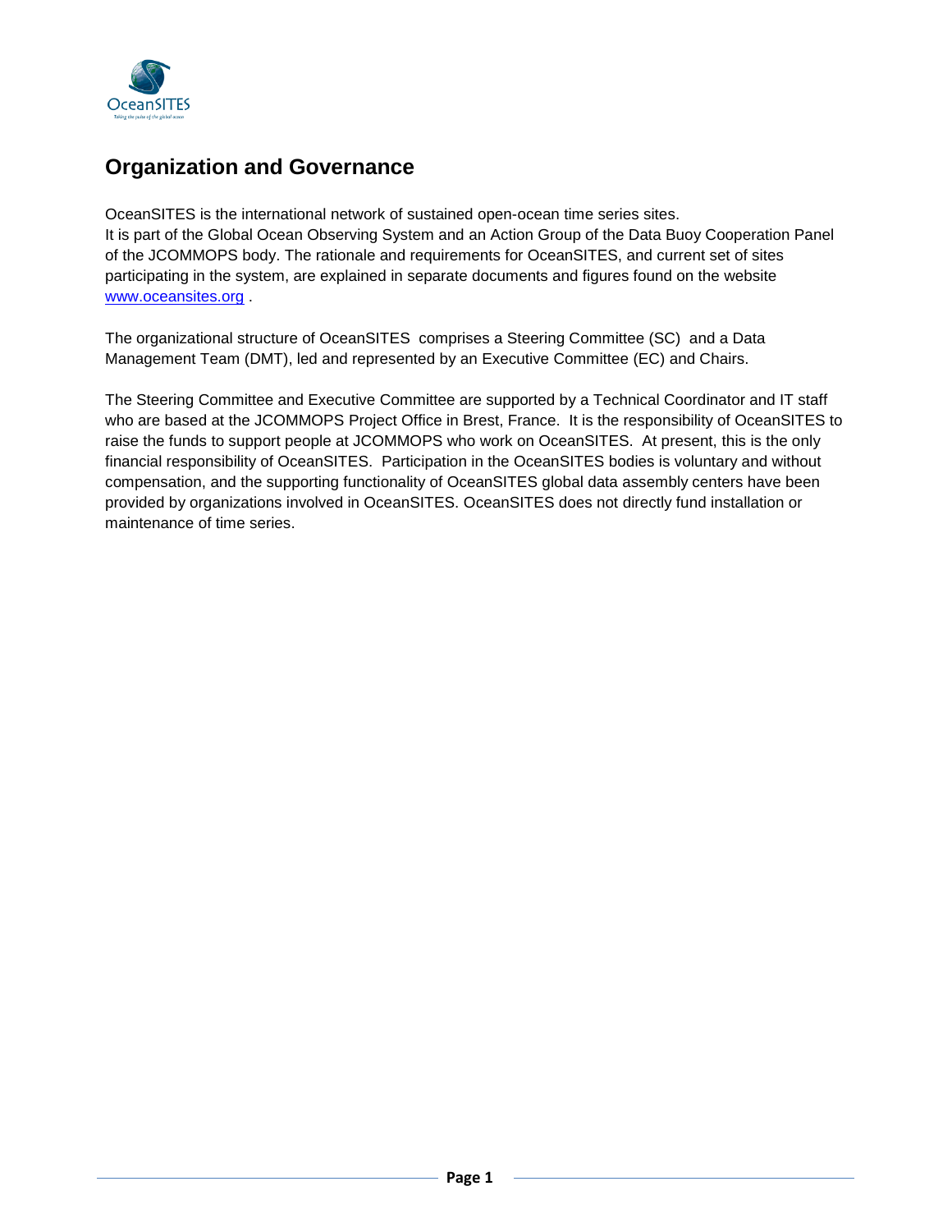# Organization and Governance

OceanSITES is the international network of sustained open-ocean time series sites.
It is part of the Global Ocean Observing System and an Action Group of the Data Buoy Cooperation Panel of the JCOMMOPS body. The rationale and requirements for OceanSITES, and current set of sites participating in the system, are explained in separate documents and figures found on the website [www.oceansites.org](http://www.oceansites.org) .

The organizational structure of OceanSITES comprises a Steering Committee (SC) and a Data Management Team (DMT), led and represented by an Executive Committee (EC) and Chairs.

The Steering Committee and Executive Committee are supported by a Technical Coordinator and IT staff who are based at the JCOMMOPS Project Office in Brest, France. It is the responsibility of OceanSITES to raise the funds to support people at JCOMMOPS who work on OceanSITES. At present, this is the only financial responsibility of OceanSITES. Participation in the OceanSITES bodies is voluntary and without compensation, and the supporting functionality of OceanSITES global data assembly centers have been provided by organizations involved in OceanSITES. OceanSITES does not directly fund installation or maintenance of time series.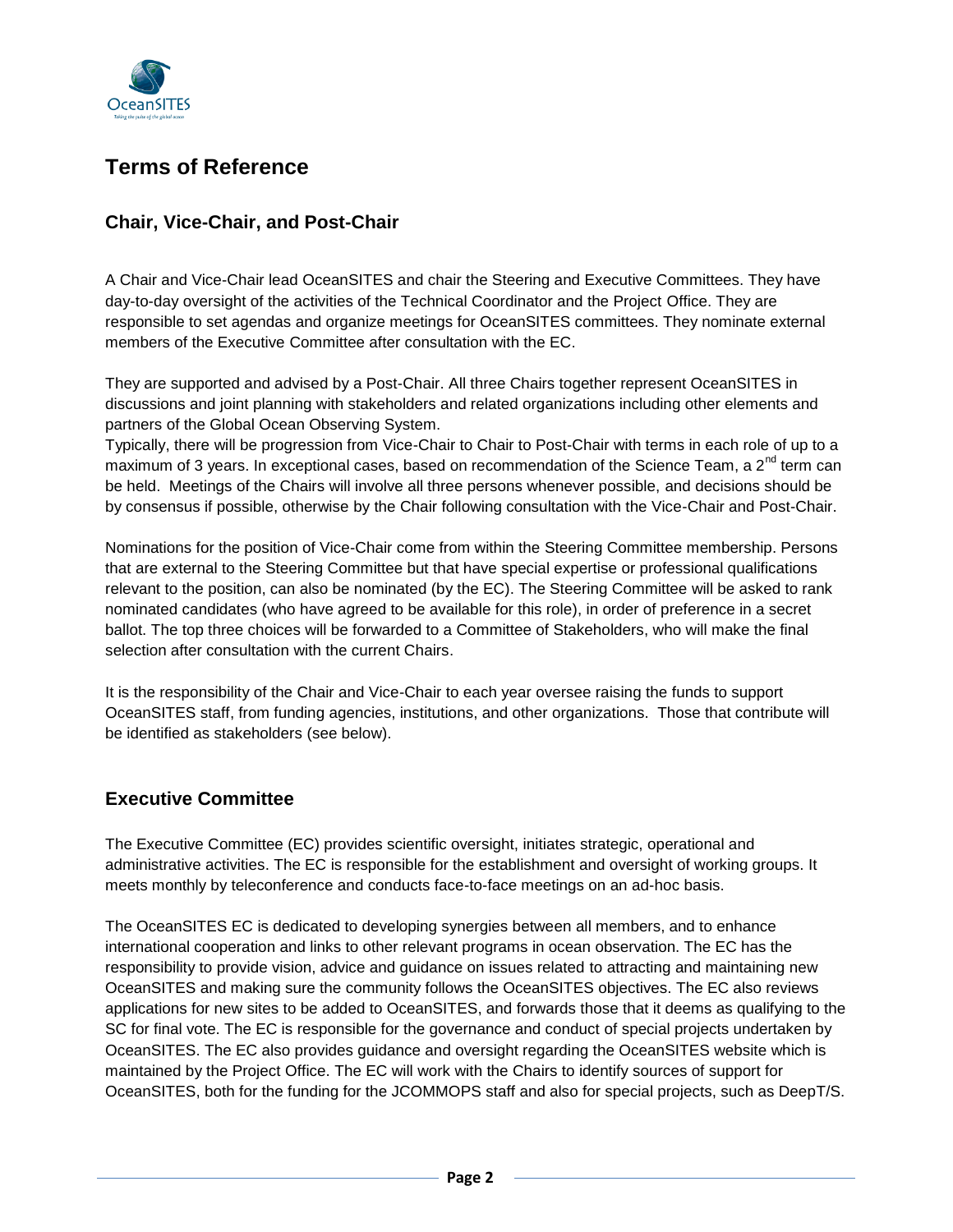# Terms of Reference

## Chair, Vice-Chair, and Post-Chair

A Chair and Vice-Chair lead OceanSITES and chair the Steering and Executive Committees. They have day-to-day oversight of the activities of the Technical Coordinator and the Project Office. They are responsible to set agendas and organize meetings for OceanSITES committees. They nominate external members of the Executive Committee after consultation with the EC.

They are supported and advised by a Post-Chair. All three Chairs together represent OceanSITES in discussions and joint planning with stakeholders and related organizations including other elements and partners of the Global Ocean Observing System.
Typically, there will be progression from Vice-Chair to Chair to Post-Chair with terms in each role of up to a maximum of 3 years. In exceptional cases, based on recommendation of the Science Team, a 2nd term can be held. Meetings of the Chairs will involve all three persons whenever possible, and decisions should be by consensus if possible, otherwise by the Chair following consultation with the Vice-Chair and Post-Chair.

Nominations for the position of Vice-Chair come from within the Steering Committee membership. Persons that are external to the Steering Committee but that have special expertise or professional qualifications relevant to the position, can also be nominated (by the EC). The Steering Committee will be asked to rank nominated candidates (who have agreed to be available for this role), in order of preference in a secret ballot. The top three choices will be forwarded to a Committee of Stakeholders, who will make the final selection after consultation with the current Chairs.

It is the responsibility of the Chair and Vice-Chair to each year oversee raising the funds to support OceanSITES staff, from funding agencies, institutions, and other organizations. Those that contribute will be identified as stakeholders (see below).

## Executive Committee

The Executive Committee (EC) provides scientific oversight, initiates strategic, operational and administrative activities. The EC is responsible for the establishment and oversight of working groups. It meets monthly by teleconference and conducts face-to-face meetings on an ad-hoc basis.

The OceanSITES EC is dedicated to developing synergies between all members, and to enhance international cooperation and links to other relevant programs in ocean observation. The EC has the responsibility to provide vision, advice and guidance on issues related to attracting and maintaining new OceanSITES and making sure the community follows the OceanSITES objectives. The EC also reviews applications for new sites to be added to OceanSITES, and forwards those that it deems as qualifying to the SC for final vote. The EC is responsible for the governance and conduct of special projects undertaken by OceanSITES. The EC also provides guidance and oversight regarding the OceanSITES website which is maintained by the Project Office. The EC will work with the Chairs to identify sources of support for OceanSITES, both for the funding for the JCOMMOPS staff and also for special projects, such as DeepT/S.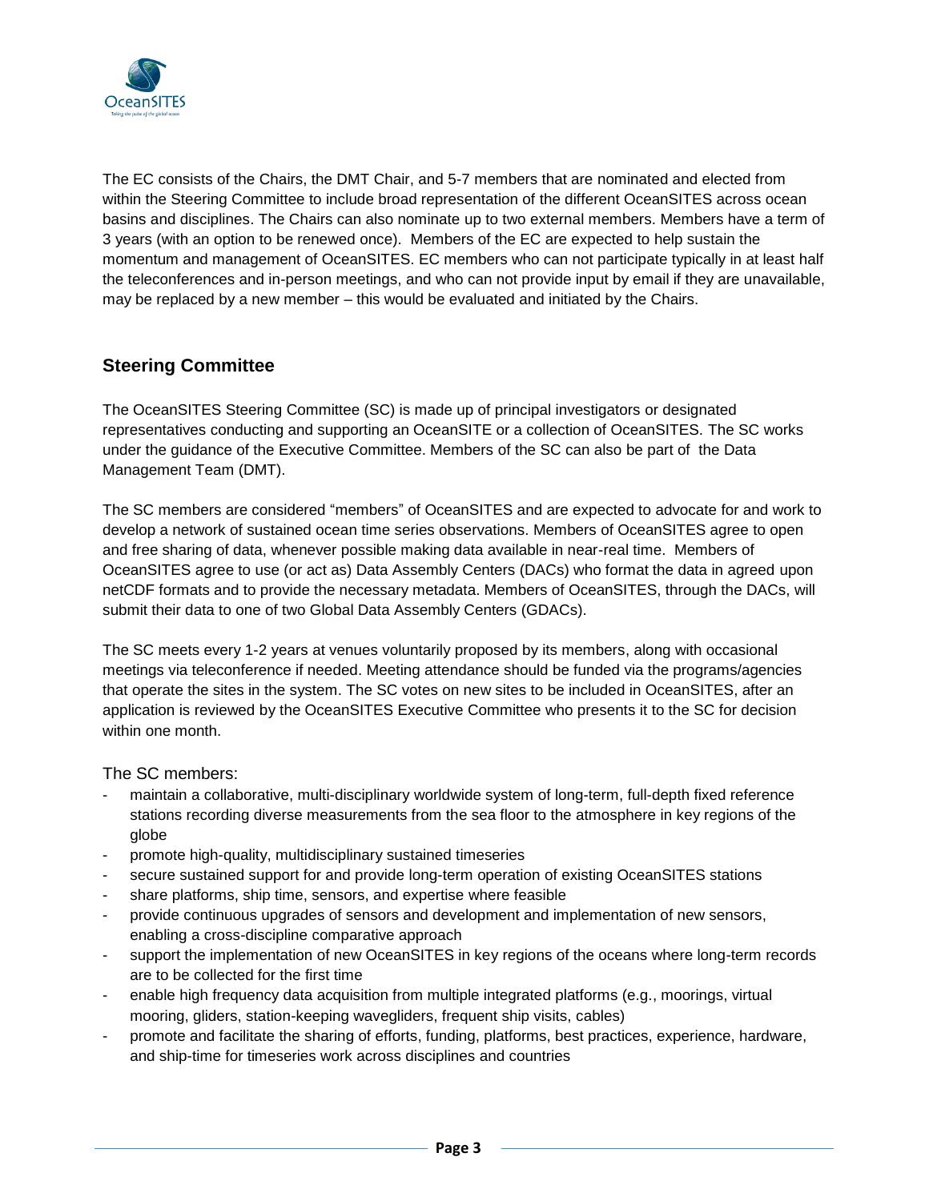The EC consists of the Chairs, the DMT Chair, and 5-7 members that are nominated and elected from within the Steering Committee to include broad representation of the different OceanSITES across ocean basins and disciplines. The Chairs can also nominate up to two external members. Members have a term of 3 years (with an option to be renewed once). Members of the EC are expected to help sustain the momentum and management of OceanSITES. EC members who can not participate typically in at least half the teleconferences and in-person meetings, and who can not provide input by email if they are unavailable, may be replaced by a new member – this would be evaluated and initiated by the Chairs.

## Steering Committee

The OceanSITES Steering Committee (SC) is made up of principal investigators or designated representatives conducting and supporting an OceanSITE or a collection of OceanSITES. The SC works under the guidance of the Executive Committee. Members of the SC can also be part of the Data Management Team (DMT).

The SC members are considered "members" of OceanSITES and are expected to advocate for and work to develop a network of sustained ocean time series observations. Members of OceanSITES agree to open and free sharing of data, whenever possible making data available in near-real time. Members of OceanSITES agree to use (or act as) Data Assembly Centers (DACs) who format the data in agreed upon netCDF formats and to provide the necessary metadata. Members of OceanSITES, through the DACs, will submit their data to one of two Global Data Assembly Centers (GDACs).

The SC meets every 1-2 years at venues voluntarily proposed by its members, along with occasional meetings via teleconference if needed. Meeting attendance should be funded via the programs/agencies that operate the sites in the system. The SC votes on new sites to be included in OceanSITES, after an application is reviewed by the OceanSITES Executive Committee who presents it to the SC for decision within one month.

The SC members:

- maintain a collaborative, multi-disciplinary worldwide system of long-term, full-depth fixed reference stations recording diverse measurements from the sea floor to the atmosphere in key regions of the globe
- promote high-quality, multidisciplinary sustained timeseries
- secure sustained support for and provide long-term operation of existing OceanSITES stations
- share platforms, ship time, sensors, and expertise where feasible
- provide continuous upgrades of sensors and development and implementation of new sensors, enabling a cross-discipline comparative approach
- support the implementation of new OceanSITES in key regions of the oceans where long-term records are to be collected for the first time
- enable high frequency data acquisition from multiple integrated platforms (e.g., moorings, virtual mooring, gliders, station-keeping wavegliders, frequent ship visits, cables)
- promote and facilitate the sharing of efforts, funding, platforms, best practices, experience, hardware, and ship-time for timeseries work across disciplines and countries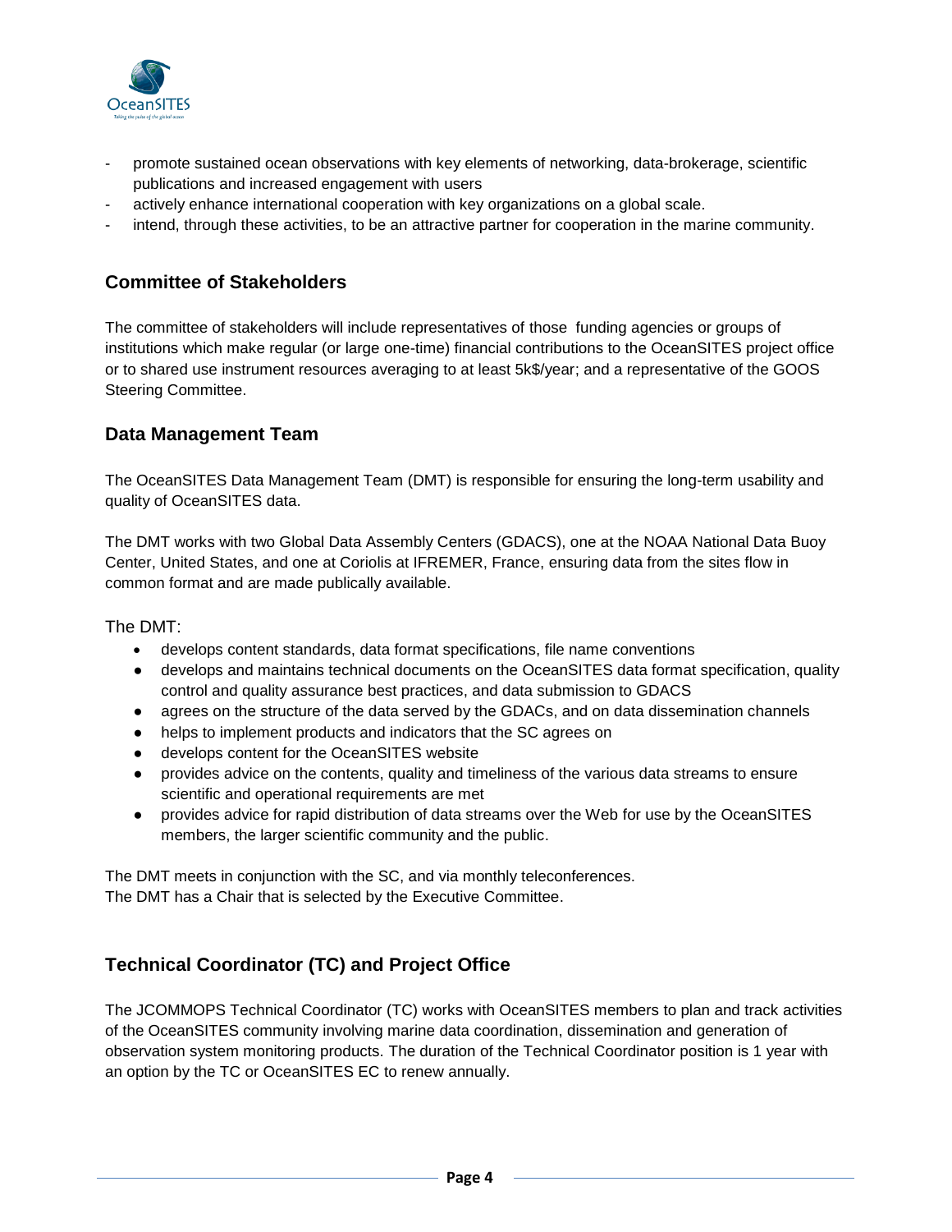- promote sustained ocean observations with key elements of networking, data-brokerage, scientific publications and increased engagement with users
- actively enhance international cooperation with key organizations on a global scale.
- intend, through these activities, to be an attractive partner for cooperation in the marine community.

## Committee of Stakeholders

The committee of stakeholders will include representatives of those funding agencies or groups of institutions which make regular (or large one-time) financial contributions to the OceanSITES project office or to shared use instrument resources averaging to at least 5k$/year; and a representative of the GOOS Steering Committee.

## Data Management Team

The OceanSITES Data Management Team (DMT) is responsible for ensuring the long-term usability and quality of OceanSITES data.

The DMT works with two Global Data Assembly Centers (GDACS), one at the NOAA National Data Buoy Center, United States, and one at Coriolis at IFREMER, France, ensuring data from the sites flow in common format and are made publically available.

The DMT:

- develops content standards, data format specifications, file name conventions
- develops and maintains technical documents on the OceanSITES data format specification, quality control and quality assurance best practices, and data submission to GDACS
- agrees on the structure of the data served by the GDACs, and on data dissemination channels
- helps to implement products and indicators that the SC agrees on
- develops content for the OceanSITES website
- provides advice on the contents, quality and timeliness of the various data streams to ensure scientific and operational requirements are met
- provides advice for rapid distribution of data streams over the Web for use by the OceanSITES members, the larger scientific community and the public.

The DMT meets in conjunction with the SC, and via monthly teleconferences.
The DMT has a Chair that is selected by the Executive Committee.

## Technical Coordinator (TC) and Project Office

The JCOMMOPS Technical Coordinator (TC) works with OceanSITES members to plan and track activities of the OceanSITES community involving marine data coordination, dissemination and generation of observation system monitoring products. The duration of the Technical Coordinator position is 1 year with an option by the TC or OceanSITES EC to renew annually.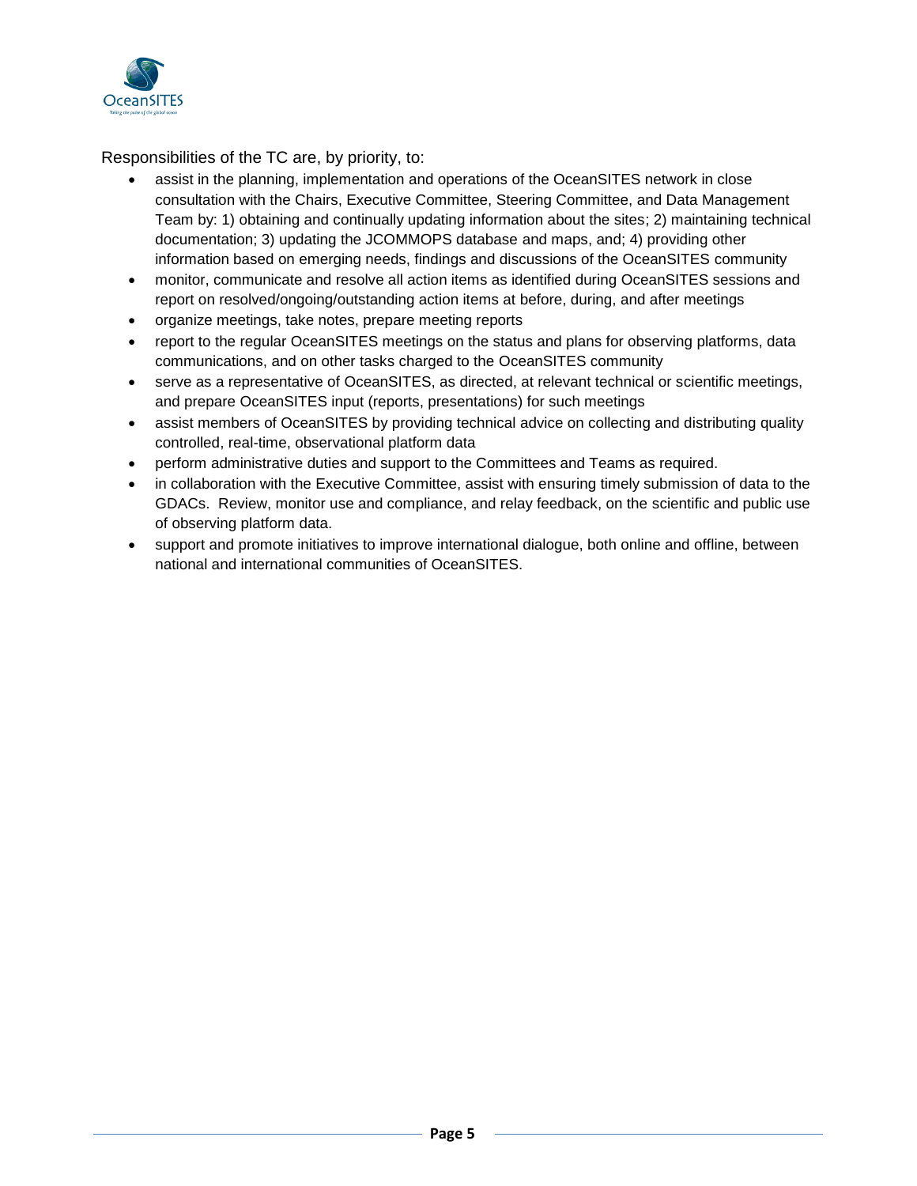Responsibilities of the TC are, by priority, to:

- assist in the planning, implementation and operations of the OceanSITES network in close consultation with the Chairs, Executive Committee, Steering Committee, and Data Management Team by: 1) obtaining and continually updating information about the sites; 2) maintaining technical documentation; 3) updating the JCOMMOPS database and maps, and; 4) providing other information based on emerging needs, findings and discussions of the OceanSITES community
- monitor, communicate and resolve all action items as identified during OceanSITES sessions and report on resolved/ongoing/outstanding action items at before, during, and after meetings
- organize meetings, take notes, prepare meeting reports
- report to the regular OceanSITES meetings on the status and plans for observing platforms, data communications, and on other tasks charged to the OceanSITES community
- serve as a representative of OceanSITES, as directed, at relevant technical or scientific meetings, and prepare OceanSITES input (reports, presentations) for such meetings
- assist members of OceanSITES by providing technical advice on collecting and distributing quality controlled, real-time, observational platform data
- perform administrative duties and support to the Committees and Teams as required.
- in collaboration with the Executive Committee, assist with ensuring timely submission of data to the GDACs. Review, monitor use and compliance, and relay feedback, on the scientific and public use of observing platform data.
- support and promote initiatives to improve international dialogue, both online and offline, between national and international communities of OceanSITES.